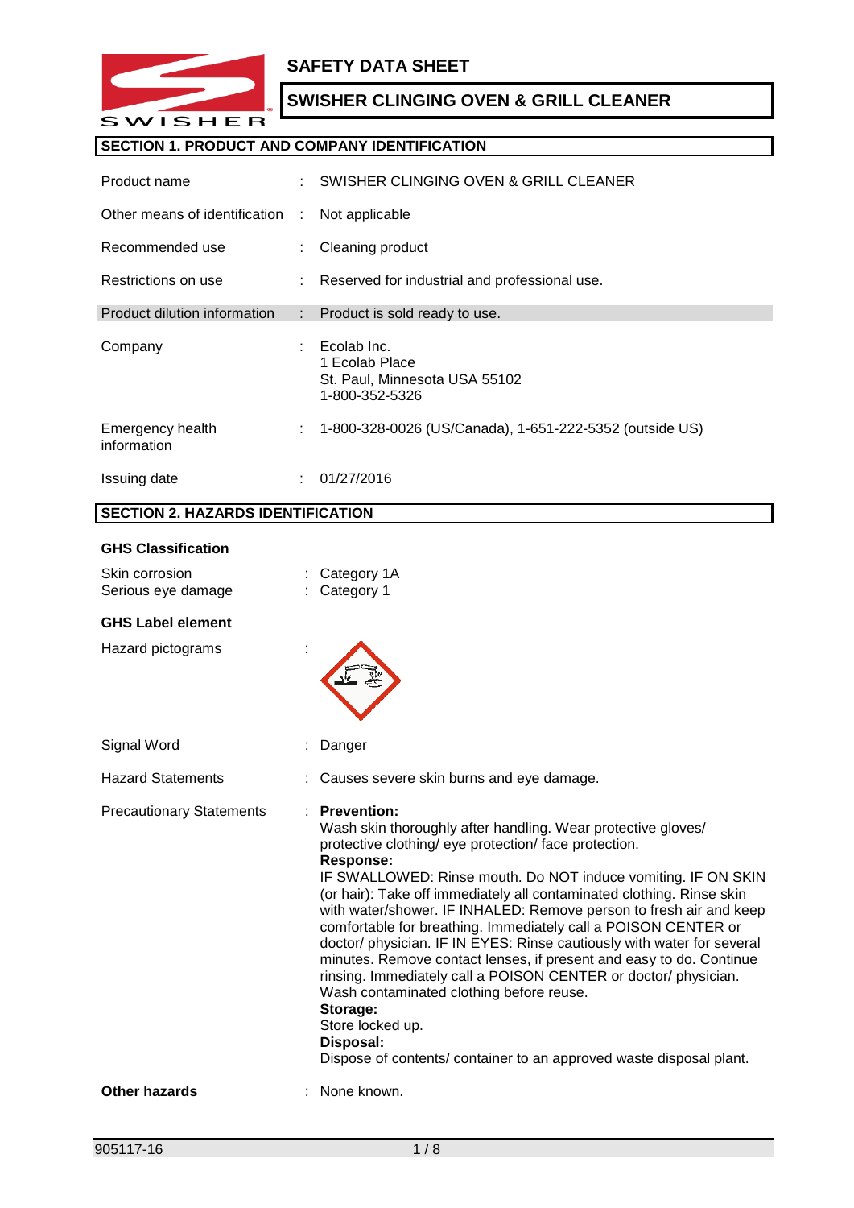# SAFETY DATA SHEET

## SWISHER CLINGING OVEN & GRILL CLEANER

### SECTION 1. PRODUCT AND COMPANY IDENTIFICATION

| | | |
|---|---|---|
| Product name | : | SWISHER CLINGING OVEN & GRILL CLEANER |
| Other means of identification | : | Not applicable |
| Recommended use | : | Cleaning product |
| Restrictions on use | : | Reserved for industrial and professional use. |
| Product dilution information | : | Product is sold ready to use. |
| Company | : | Ecolab Inc.<br>1 Ecolab Place<br>St. Paul, Minnesota USA 55102<br>1-800-352-5326 |
| Emergency health information | : | 1-800-328-0026 (US/Canada), 1-651-222-5352 (outside US) |
| Issuing date | : | 01/27/2016 |

### SECTION 2. HAZARDS IDENTIFICATION

**GHS Classification**

| | | |
|---|---|---|
| Skin corrosion | : | Category 1A |
| Serious eye damage | : | Category 1 |

**GHS Label element**

Hazard pictograms :

Signal Word : Danger

Hazard Statements : Causes severe skin burns and eye damage.

Precautionary Statements :

**Prevention:**
Wash skin thoroughly after handling. Wear protective gloves/ protective clothing/ eye protection/ face protection.

**Response:**
IF SWALLOWED: Rinse mouth. Do NOT induce vomiting. IF ON SKIN (or hair): Take off immediately all contaminated clothing. Rinse skin with water/shower. IF INHALED: Remove person to fresh air and keep comfortable for breathing. Immediately call a POISON CENTER or doctor/ physician. IF IN EYES: Rinse cautiously with water for several minutes. Remove contact lenses, if present and easy to do. Continue rinsing. Immediately call a POISON CENTER or doctor/ physician. Wash contaminated clothing before reuse.

**Storage:**
Store locked up.

**Disposal:**
Dispose of contents/ container to an approved waste disposal plant.

**Other hazards** : None known.

905117-16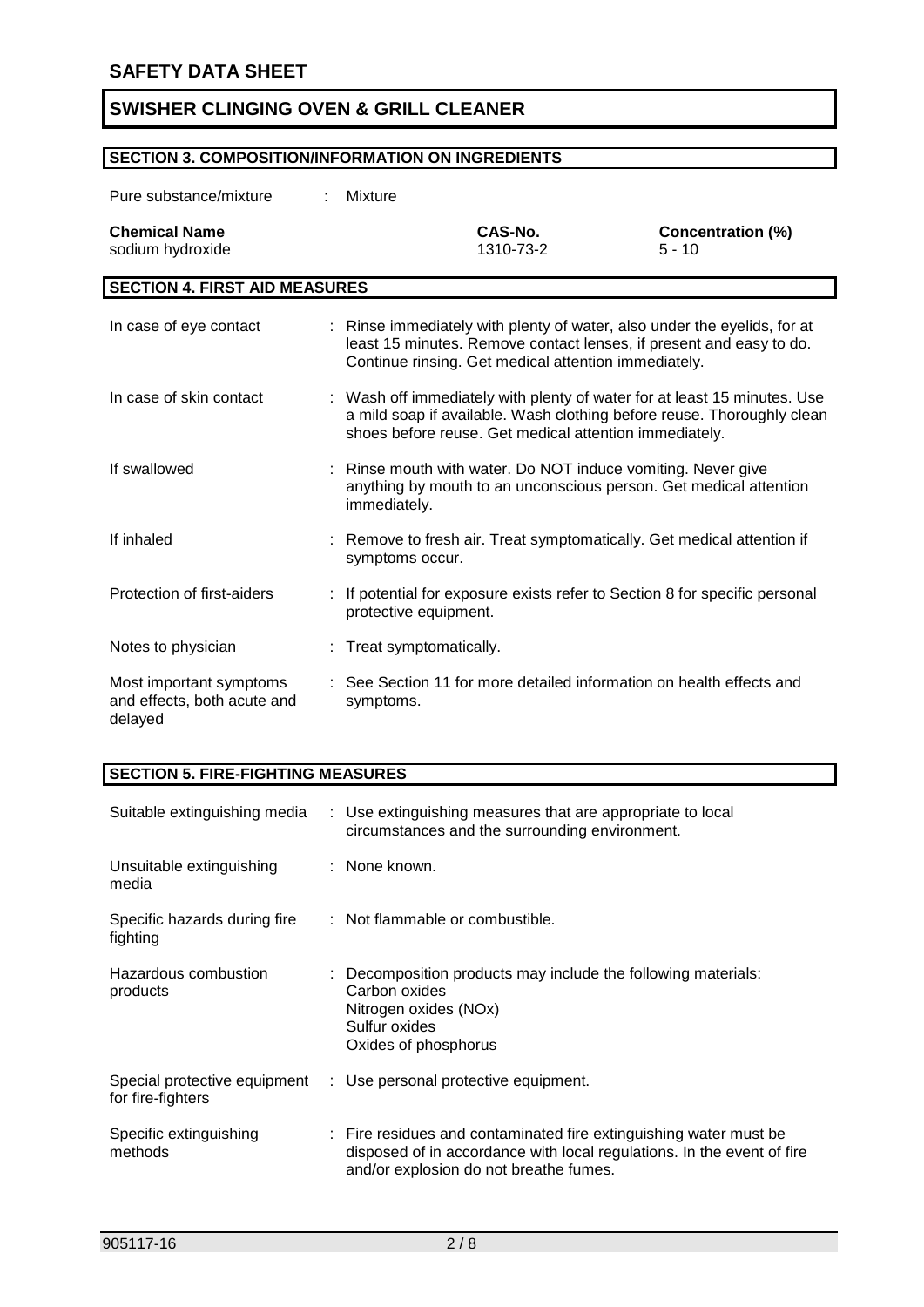## SECTION 3. COMPOSITION/INFORMATION ON INGREDIENTS

Pure substance/mixture : Mixture

| Chemical Name | CAS-No. | Concentration (%) |
|---|---|---|
| sodium hydroxide | 1310-73-2 | 5 - 10 |

## SECTION 4. FIRST AID MEASURES

| | |
|---|---|
| In case of eye contact | : Rinse immediately with plenty of water, also under the eyelids, for at least 15 minutes. Remove contact lenses, if present and easy to do. Continue rinsing. Get medical attention immediately. |
| In case of skin contact | : Wash off immediately with plenty of water for at least 15 minutes. Use a mild soap if available. Wash clothing before reuse. Thoroughly clean shoes before reuse. Get medical attention immediately. |
| If swallowed | : Rinse mouth with water. Do NOT induce vomiting. Never give anything by mouth to an unconscious person. Get medical attention immediately. |
| If inhaled | : Remove to fresh air. Treat symptomatically. Get medical attention if symptoms occur. |
| Protection of first-aiders | : If potential for exposure exists refer to Section 8 for specific personal protective equipment. |
| Notes to physician | : Treat symptomatically. |
| Most important symptoms and effects, both acute and delayed | : See Section 11 for more detailed information on health effects and symptoms. |

## SECTION 5. FIRE-FIGHTING MEASURES

| | |
|---|---|
| Suitable extinguishing media | : Use extinguishing measures that are appropriate to local circumstances and the surrounding environment. |
| Unsuitable extinguishing media | : None known. |
| Specific hazards during fire fighting | : Not flammable or combustible. |
| Hazardous combustion products | : Decomposition products may include the following materials: Carbon oxides, Nitrogen oxides (NOx), Sulfur oxides, Oxides of phosphorus |
| Special protective equipment for fire-fighters | : Use personal protective equipment. |
| Specific extinguishing methods | : Fire residues and contaminated fire extinguishing water must be disposed of in accordance with local regulations. In the event of fire and/or explosion do not breathe fumes. |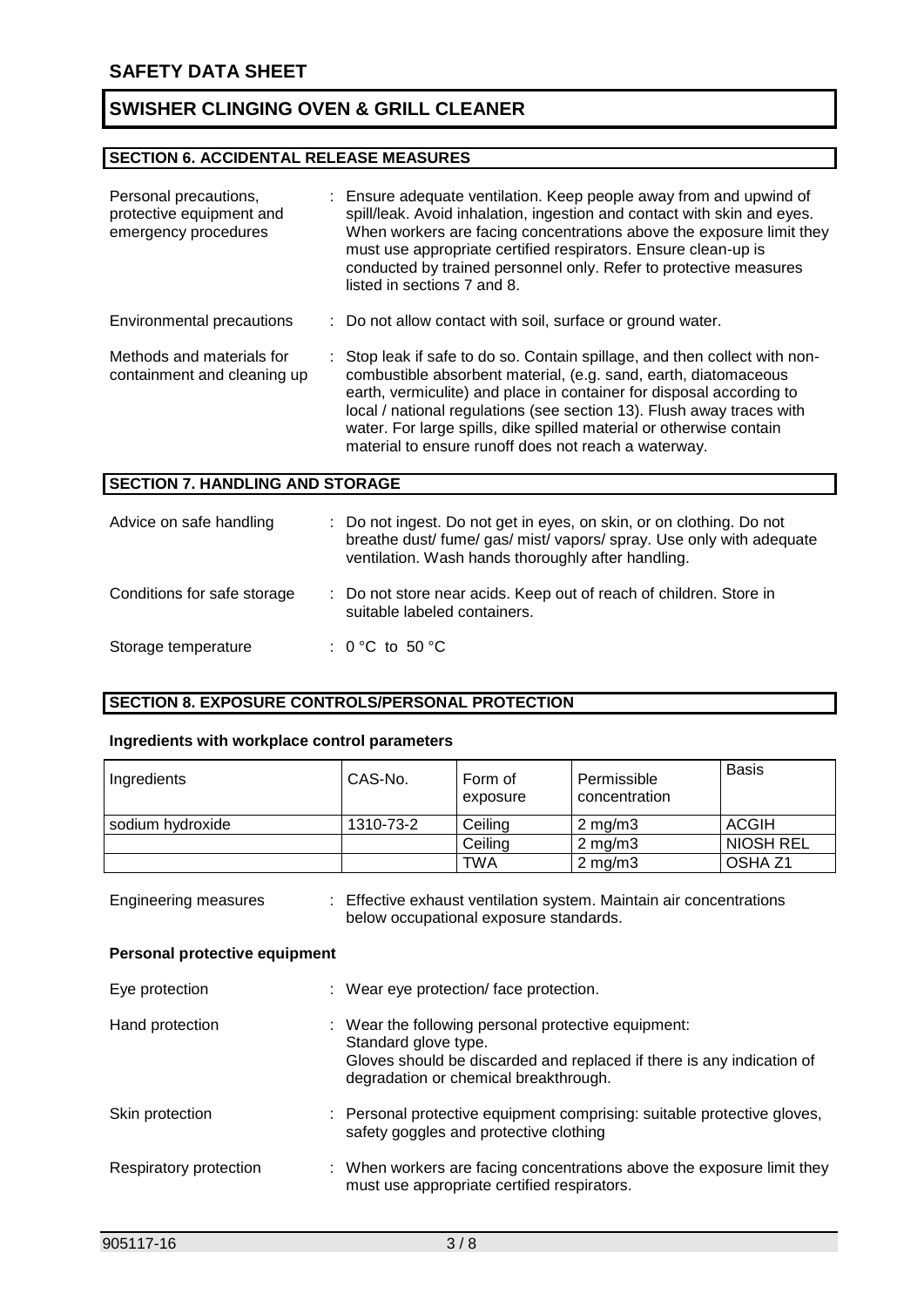# SAFETY DATA SHEET

# SWISHER CLINGING OVEN & GRILL CLEANER

## SECTION 6. ACCIDENTAL RELEASE MEASURES

| | |
|---|---|
| Personal precautions, protective equipment and emergency procedures | : Ensure adequate ventilation. Keep people away from and upwind of spill/leak. Avoid inhalation, ingestion and contact with skin and eyes. When workers are facing concentrations above the exposure limit they must use appropriate certified respirators. Ensure clean-up is conducted by trained personnel only. Refer to protective measures listed in sections 7 and 8. |
| Environmental precautions | : Do not allow contact with soil, surface or ground water. |
| Methods and materials for containment and cleaning up | : Stop leak if safe to do so. Contain spillage, and then collect with non-combustible absorbent material, (e.g. sand, earth, diatomaceous earth, vermiculite) and place in container for disposal according to local / national regulations (see section 13). Flush away traces with water. For large spills, dike spilled material or otherwise contain material to ensure runoff does not reach a waterway. |

## SECTION 7. HANDLING AND STORAGE

| | |
|---|---|
| Advice on safe handling | : Do not ingest. Do not get in eyes, on skin, or on clothing. Do not breathe dust/ fume/ gas/ mist/ vapors/ spray. Use only with adequate ventilation. Wash hands thoroughly after handling. |
| Conditions for safe storage | : Do not store near acids. Keep out of reach of children. Store in suitable labeled containers. |
| Storage temperature | : 0 °C to 50 °C |

## SECTION 8. EXPOSURE CONTROLS/PERSONAL PROTECTION

**Ingredients with workplace control parameters**

| Ingredients | CAS-No. | Form of exposure | Permissible concentration | Basis |
|---|---|---|---|---|
| sodium hydroxide | 1310-73-2 | Ceiling | 2 mg/m3 | ACGIH |
| | | Ceiling | 2 mg/m3 | NIOSH REL |
| | | TWA | 2 mg/m3 | OSHA Z1 |

| | |
|---|---|
| Engineering measures | : Effective exhaust ventilation system. Maintain air concentrations below occupational exposure standards. |

**Personal protective equipment**

| | |
|---|---|
| Eye protection | : Wear eye protection/ face protection. |
| Hand protection | : Wear the following personal protective equipment: Standard glove type. Gloves should be discarded and replaced if there is any indication of degradation or chemical breakthrough. |
| Skin protection | : Personal protective equipment comprising: suitable protective gloves, safety goggles and protective clothing |
| Respiratory protection | : When workers are facing concentrations above the exposure limit they must use appropriate certified respirators. |

905117-16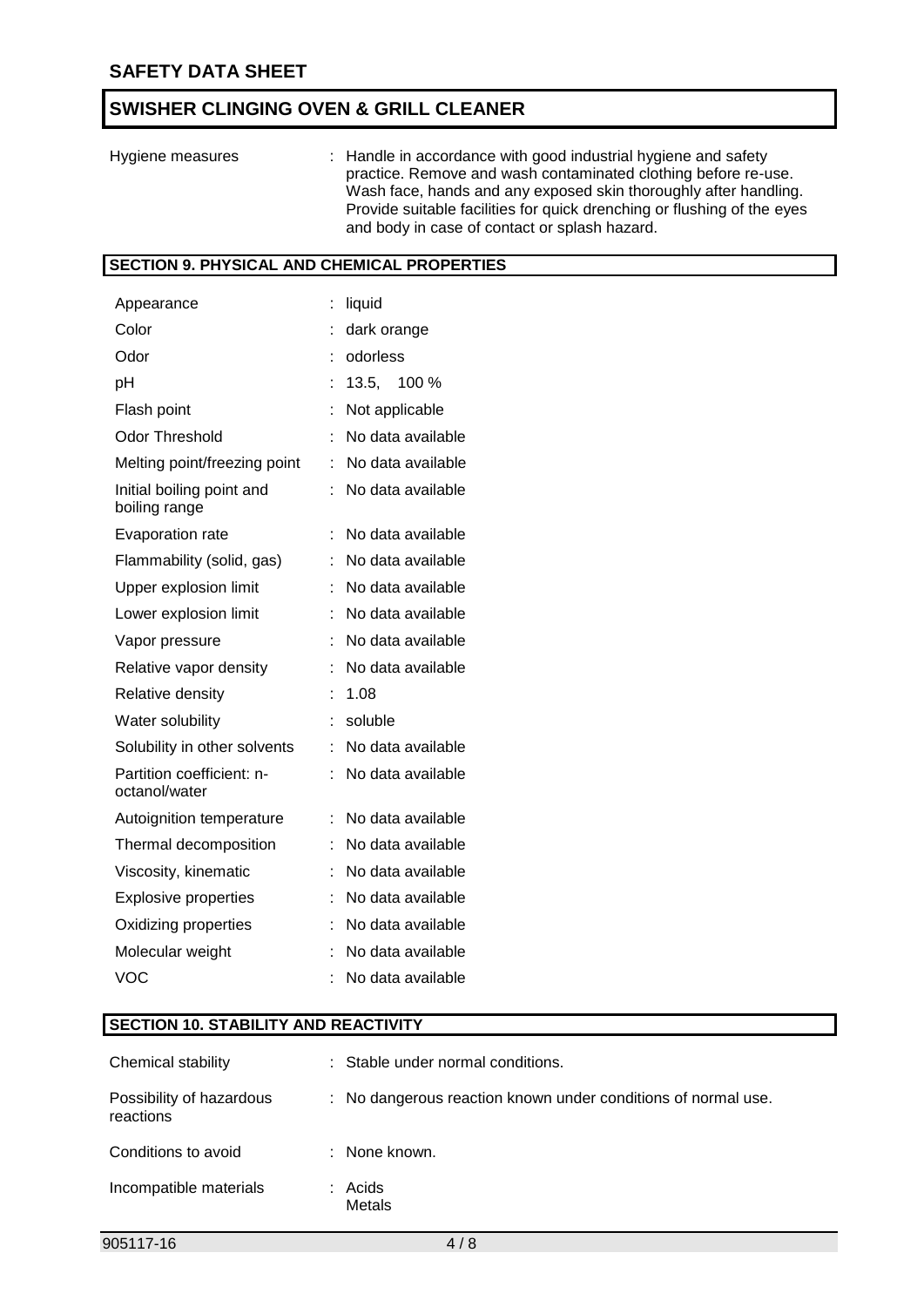Hygiene measures : Handle in accordance with good industrial hygiene and safety practice. Remove and wash contaminated clothing before re-use. Wash face, hands and any exposed skin thoroughly after handling. Provide suitable facilities for quick drenching or flushing of the eyes and body in case of contact or splash hazard.

## SECTION 9. PHYSICAL AND CHEMICAL PROPERTIES

| | |
|---|---|
| Appearance | : liquid |
| Color | : dark orange |
| Odor | : odorless |
| pH | : 13.5, 100 % |
| Flash point | : Not applicable |
| Odor Threshold | : No data available |
| Melting point/freezing point | : No data available |
| Initial boiling point and boiling range | : No data available |
| Evaporation rate | : No data available |
| Flammability (solid, gas) | : No data available |
| Upper explosion limit | : No data available |
| Lower explosion limit | : No data available |
| Vapor pressure | : No data available |
| Relative vapor density | : No data available |
| Relative density | : 1.08 |
| Water solubility | : soluble |
| Solubility in other solvents | : No data available |
| Partition coefficient: n-octanol/water | : No data available |
| Autoignition temperature | : No data available |
| Thermal decomposition | : No data available |
| Viscosity, kinematic | : No data available |
| Explosive properties | : No data available |
| Oxidizing properties | : No data available |
| Molecular weight | : No data available |
| VOC | : No data available |

## SECTION 10. STABILITY AND REACTIVITY

| | |
|---|---|
| Chemical stability | : Stable under normal conditions. |
| Possibility of hazardous reactions | : No dangerous reaction known under conditions of normal use. |
| Conditions to avoid | : None known. |
| Incompatible materials | : Acids<br>Metals |

905117-16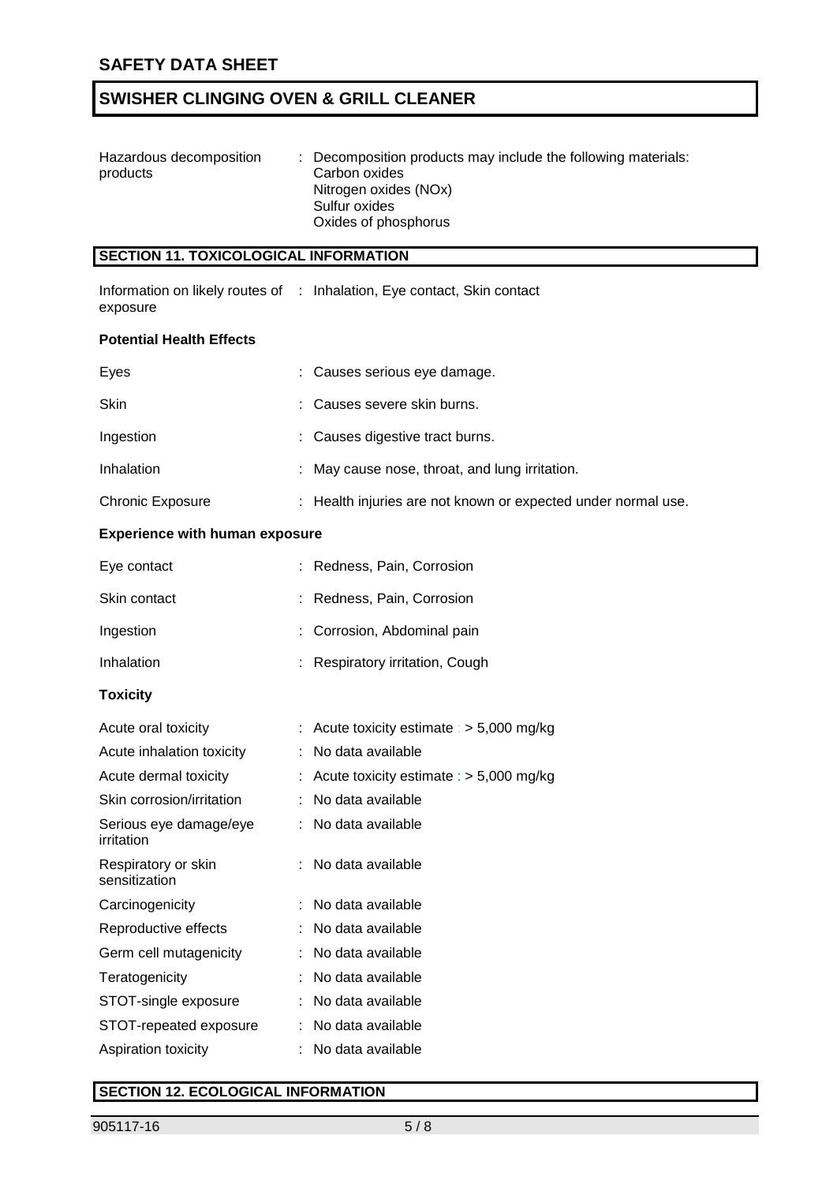| | | |
|---|---|---|
| Hazardous decomposition products | : | Decomposition products may include the following materials: Carbon oxides Nitrogen oxides (NOx) Sulfur oxides Oxides of phosphorus |

## SECTION 11. TOXICOLOGICAL INFORMATION

| | | |
|---|---|---|
| Information on likely routes of exposure | : | Inhalation, Eye contact, Skin contact |

**Potential Health Effects**

| | | |
|---|---|---|
| Eyes | : | Causes serious eye damage. |
| Skin | : | Causes severe skin burns. |
| Ingestion | : | Causes digestive tract burns. |
| Inhalation | : | May cause nose, throat, and lung irritation. |
| Chronic Exposure | : | Health injuries are not known or expected under normal use. |

**Experience with human exposure**

| | | |
|---|---|---|
| Eye contact | : | Redness, Pain, Corrosion |
| Skin contact | : | Redness, Pain, Corrosion |
| Ingestion | : | Corrosion, Abdominal pain |
| Inhalation | : | Respiratory irritation, Cough |

**Toxicity**

| | | |
|---|---|---|
| Acute oral toxicity | : | Acute toxicity estimate : > 5,000 mg/kg |
| Acute inhalation toxicity | : | No data available |
| Acute dermal toxicity | : | Acute toxicity estimate : > 5,000 mg/kg |
| Skin corrosion/irritation | : | No data available |
| Serious eye damage/eye irritation | : | No data available |
| Respiratory or skin sensitization | : | No data available |
| Carcinogenicity | : | No data available |
| Reproductive effects | : | No data available |
| Germ cell mutagenicity | : | No data available |
| Teratogenicity | : | No data available |
| STOT-single exposure | : | No data available |
| STOT-repeated exposure | : | No data available |
| Aspiration toxicity | : | No data available |

## SECTION 12. ECOLOGICAL INFORMATION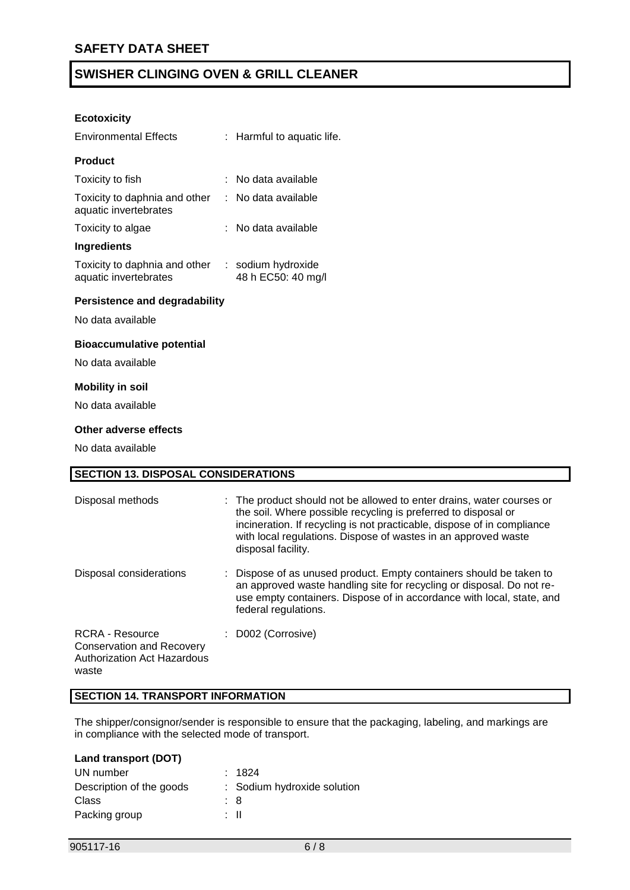### Ecotoxicity

| | |
|---|---|
| Environmental Effects | : Harmful to aquatic life. |

**Product**

| | |
|---|---|
| Toxicity to fish | : No data available |
| Toxicity to daphnia and other aquatic invertebrates | : No data available |
| Toxicity to algae | : No data available |

**Ingredients**

| | |
|---|---|
| Toxicity to daphnia and other aquatic invertebrates | : sodium hydroxide<br>48 h EC50: 40 mg/l |

### Persistence and degradability

No data available

### Bioaccumulative potential

No data available

### Mobility in soil

No data available

### Other adverse effects

No data available

## SECTION 13. DISPOSAL CONSIDERATIONS

| | |
|---|---|
| Disposal methods | : The product should not be allowed to enter drains, water courses or the soil. Where possible recycling is preferred to disposal or incineration. If recycling is not practicable, dispose of in compliance with local regulations. Dispose of wastes in an approved waste disposal facility. |
| Disposal considerations | : Dispose of as unused product. Empty containers should be taken to an approved waste handling site for recycling or disposal. Do not re-use empty containers. Dispose of in accordance with local, state, and federal regulations. |
| RCRA - Resource Conservation and Recovery Authorization Act Hazardous waste | : D002 (Corrosive) |

## SECTION 14. TRANSPORT INFORMATION

The shipper/consignor/sender is responsible to ensure that the packaging, labeling, and markings are in compliance with the selected mode of transport.

### Land transport (DOT)

| | |
|---|---|
| UN number | : 1824 |
| Description of the goods | : Sodium hydroxide solution |
| Class | : 8 |
| Packing group | : II |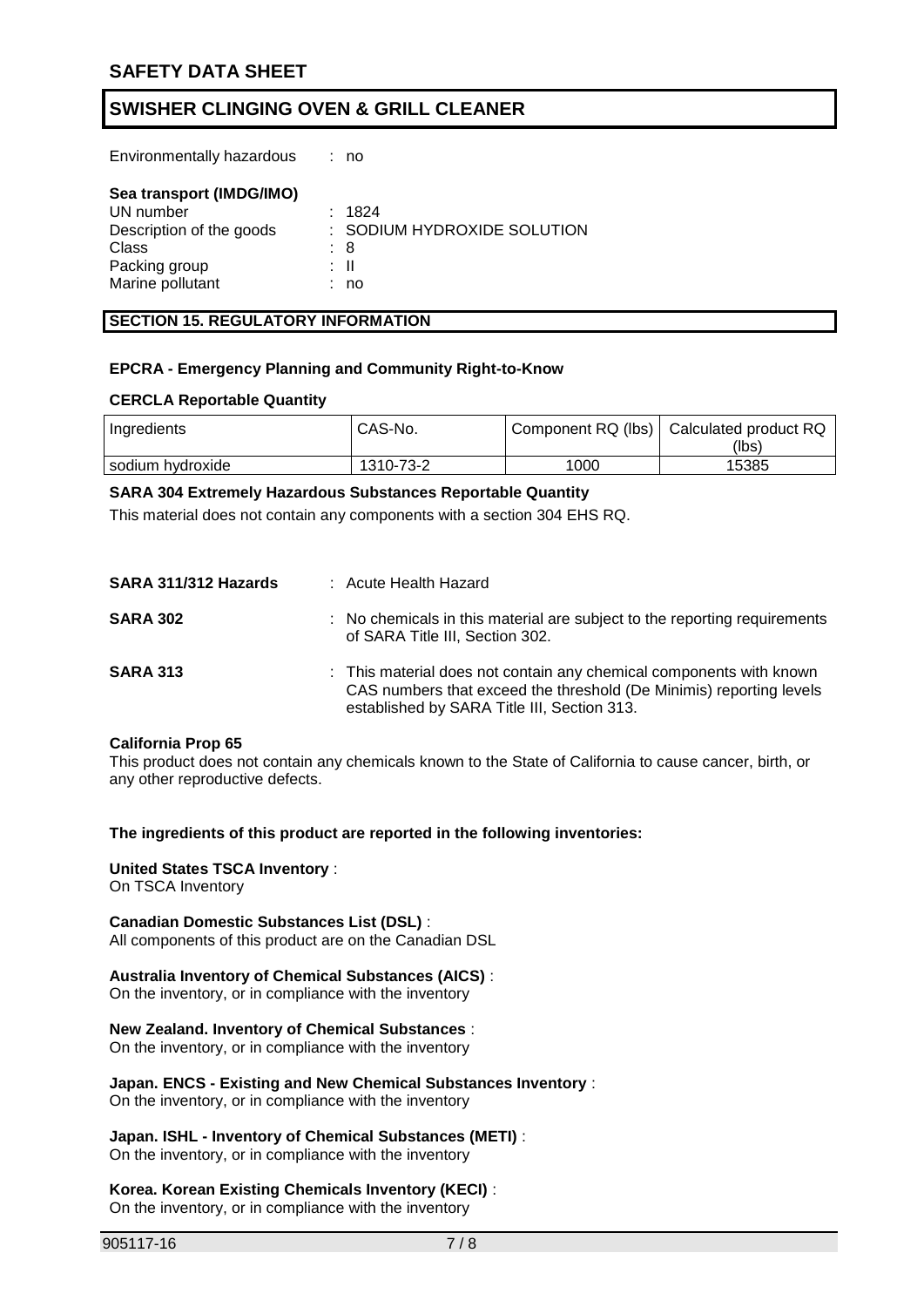Environmentally hazardous : no

**Sea transport (IMDG/IMO)**

UN number : 1824
Description of the goods : SODIUM HYDROXIDE SOLUTION
Class : 8
Packing group : II
Marine pollutant : no

## SECTION 15. REGULATORY INFORMATION

**EPCRA - Emergency Planning and Community Right-to-Know**

**CERCLA Reportable Quantity**

| Ingredients | CAS-No. | Component RQ (lbs) | Calculated product RQ (lbs) |
|---|---|---|---|
| sodium hydroxide | 1310-73-2 | 1000 | 15385 |

**SARA 304 Extremely Hazardous Substances Reportable Quantity**

This material does not contain any components with a section 304 EHS RQ.

**SARA 311/312 Hazards** : Acute Health Hazard

**SARA 302** : No chemicals in this material are subject to the reporting requirements of SARA Title III, Section 302.

**SARA 313** : This material does not contain any chemical components with known CAS numbers that exceed the threshold (De Minimis) reporting levels established by SARA Title III, Section 313.

**California Prop 65**

This product does not contain any chemicals known to the State of California to cause cancer, birth, or any other reproductive defects.

**The ingredients of this product are reported in the following inventories:**

**United States TSCA Inventory** :
On TSCA Inventory

**Canadian Domestic Substances List (DSL)** :
All components of this product are on the Canadian DSL

**Australia Inventory of Chemical Substances (AICS)** :
On the inventory, or in compliance with the inventory

**New Zealand. Inventory of Chemical Substances** :
On the inventory, or in compliance with the inventory

**Japan. ENCS - Existing and New Chemical Substances Inventory** :
On the inventory, or in compliance with the inventory

**Japan. ISHL - Inventory of Chemical Substances (METI)** :
On the inventory, or in compliance with the inventory

**Korea. Korean Existing Chemicals Inventory (KECI)** :
On the inventory, or in compliance with the inventory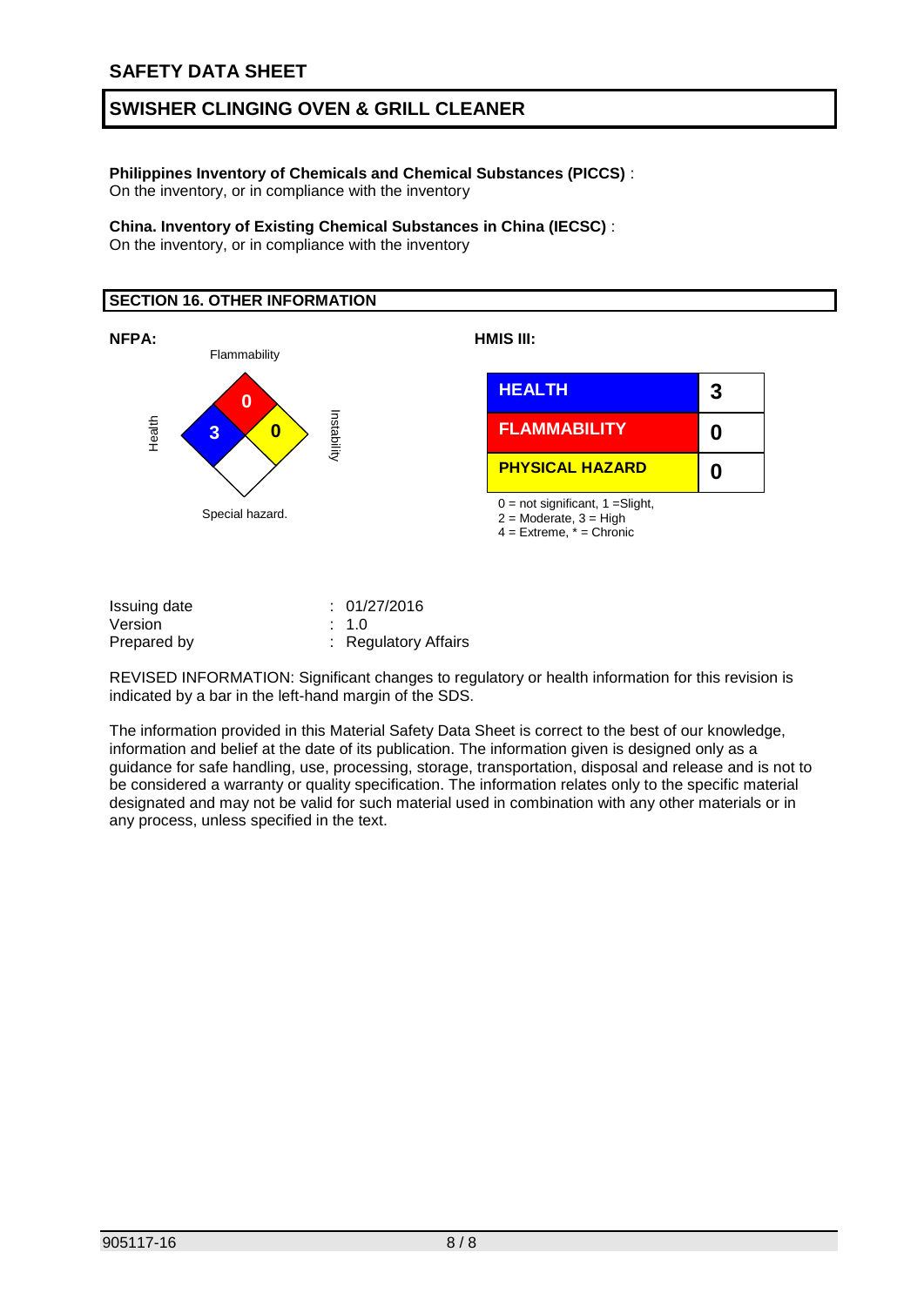**Philippines Inventory of Chemicals and Chemical Substances (PICCS)** :
On the inventory, or in compliance with the inventory

**China. Inventory of Existing Chemical Substances in China (IECSC)** :
On the inventory, or in compliance with the inventory

## SECTION 16. OTHER INFORMATION

**NFPA:**

Flammability
0
Health
3
Instability
0
Special hazard.

**HMIS III:**

| | |
|---|---|
| HEALTH | 3 |
| FLAMMABILITY | 0 |
| PHYSICAL HAZARD | 0 |

0 = not significant, 1 =Slight,
2 = Moderate, 3 = High
4 = Extreme, * = Chronic

| | |
|---|---|
| Issuing date | : 01/27/2016 |
| Version | : 1.0 |
| Prepared by | : Regulatory Affairs |

REVISED INFORMATION: Significant changes to regulatory or health information for this revision is indicated by a bar in the left-hand margin of the SDS.

The information provided in this Material Safety Data Sheet is correct to the best of our knowledge, information and belief at the date of its publication. The information given is designed only as a guidance for safe handling, use, processing, storage, transportation, disposal and release and is not to be considered a warranty or quality specification. The information relates only to the specific material designated and may not be valid for such material used in combination with any other materials or in any process, unless specified in the text.